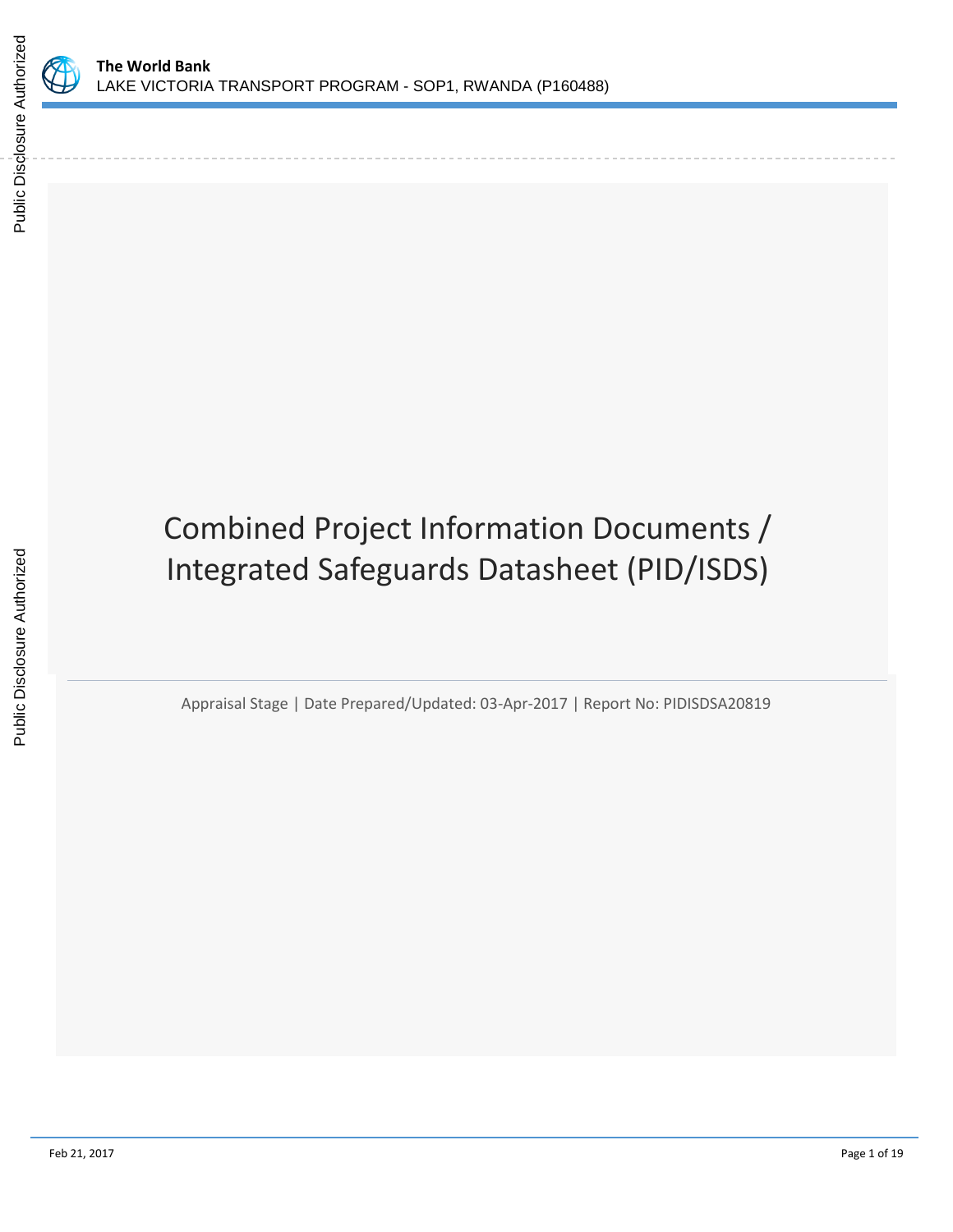# Combined Project Information Documents / Integrated Safeguards Datasheet (PID/ISDS)

Appraisal Stage | Date Prepared/Updated: 03-Apr-2017 | Report No: PIDISDSA20819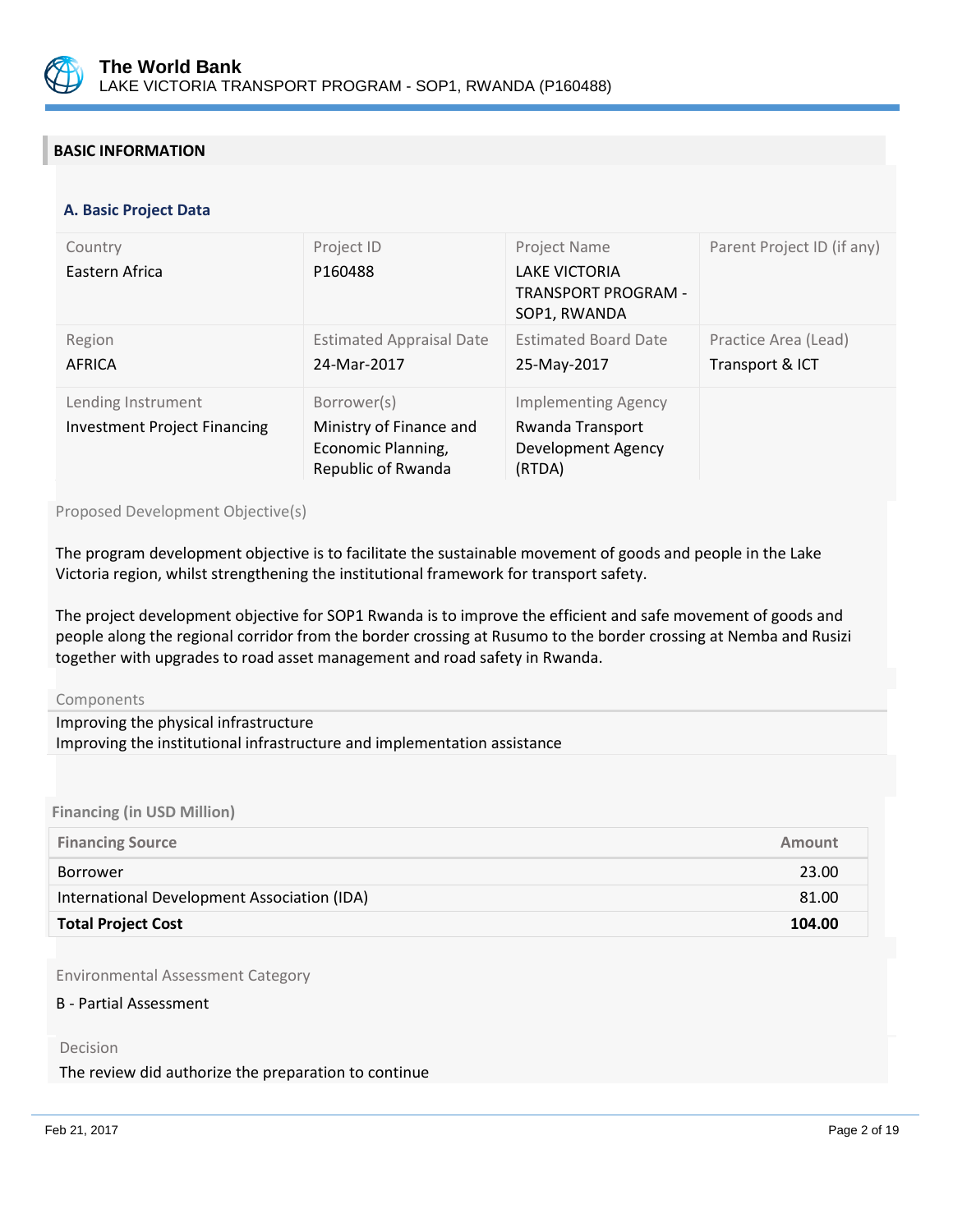## BASIC INFORMATION

### A. Basic Project Data

| Country | Project ID | Project Name | Parent Project ID (if any) |
|---|---|---|---|
| Eastern Africa | P160488 | LAKE VICTORIA TRANSPORT PROGRAM - SOP1, RWANDA | |
| **Region** | **Estimated Appraisal Date** | **Estimated Board Date** | **Practice Area (Lead)** |
| AFRICA | 24-Mar-2017 | 25-May-2017 | Transport & ICT |
| **Lending Instrument** | **Borrower(s)** | **Implementing Agency** | |
| Investment Project Financing | Ministry of Finance and Economic Planning, Republic of Rwanda | Rwanda Transport Development Agency (RTDA) | |

Proposed Development Objective(s)

The program development objective is to facilitate the sustainable movement of goods and people in the Lake Victoria region, whilst strengthening the institutional framework for transport safety.

The project development objective for SOP1 Rwanda is to improve the efficient and safe movement of goods and people along the regional corridor from the border crossing at Rusumo to the border crossing at Nemba and Rusizi together with upgrades to road asset management and road safety in Rwanda.

Components

Improving the physical infrastructure
Improving the institutional infrastructure and implementation assistance

**Financing (in USD Million)**

| Financing Source | Amount |
|---|---:|
| Borrower | 23.00 |
| International Development Association (IDA) | 81.00 |
| **Total Project Cost** | **104.00** |

Environmental Assessment Category

B - Partial Assessment

Decision

The review did authorize the preparation to continue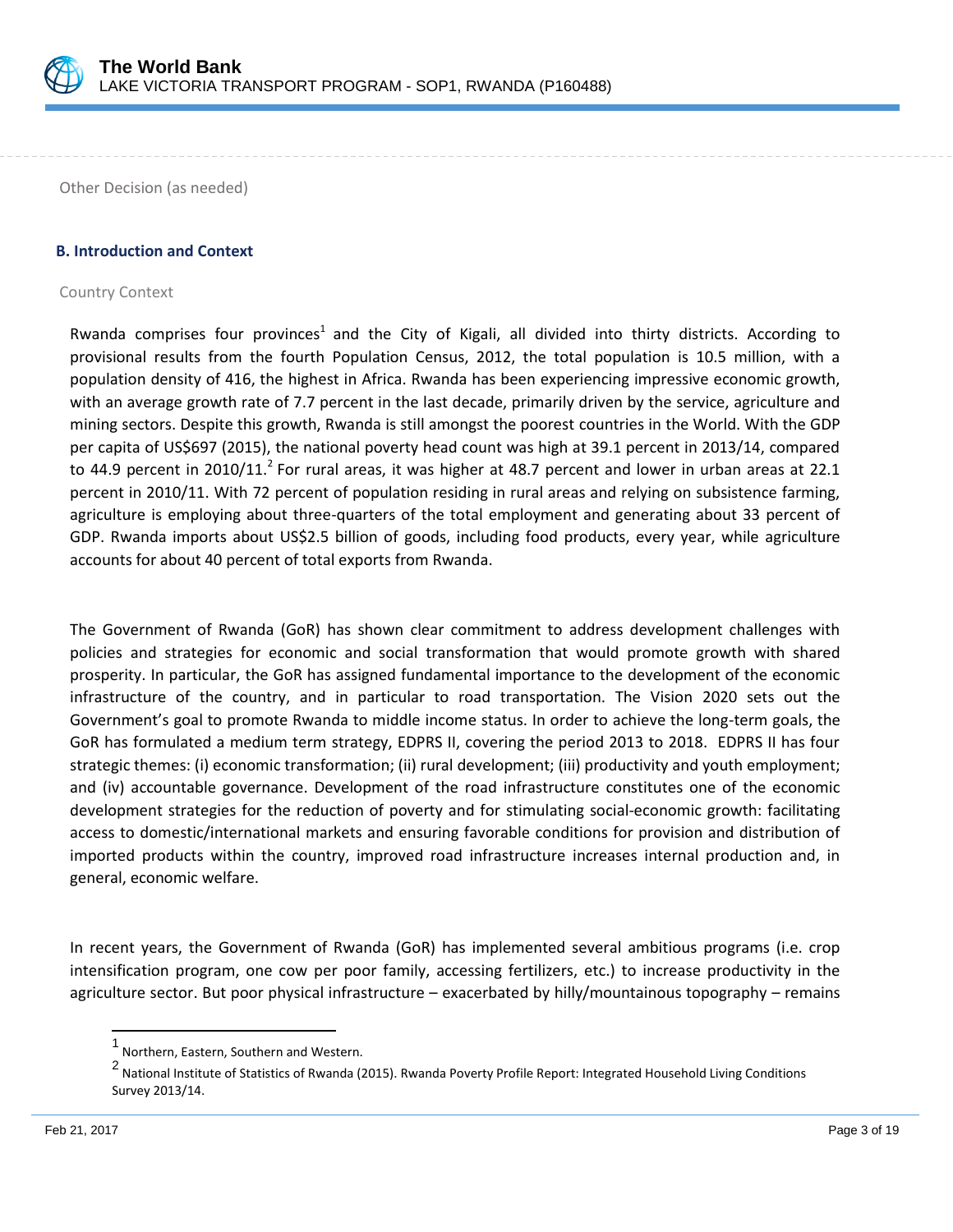Other Decision (as needed)

## B. Introduction and Context

### Country Context

Rwanda comprises four provinces[1] and the City of Kigali, all divided into thirty districts. According to provisional results from the fourth Population Census, 2012, the total population is 10.5 million, with a population density of 416, the highest in Africa. Rwanda has been experiencing impressive economic growth, with an average growth rate of 7.7 percent in the last decade, primarily driven by the service, agriculture and mining sectors. Despite this growth, Rwanda is still amongst the poorest countries in the World. With the GDP per capita of US$697 (2015), the national poverty head count was high at 39.1 percent in 2013/14, compared to 44.9 percent in 2010/11.[2] For rural areas, it was higher at 48.7 percent and lower in urban areas at 22.1 percent in 2010/11. With 72 percent of population residing in rural areas and relying on subsistence farming, agriculture is employing about three-quarters of the total employment and generating about 33 percent of GDP. Rwanda imports about US$2.5 billion of goods, including food products, every year, while agriculture accounts for about 40 percent of total exports from Rwanda.

The Government of Rwanda (GoR) has shown clear commitment to address development challenges with policies and strategies for economic and social transformation that would promote growth with shared prosperity. In particular, the GoR has assigned fundamental importance to the development of the economic infrastructure of the country, and in particular to road transportation. The Vision 2020 sets out the Government's goal to promote Rwanda to middle income status. In order to achieve the long-term goals, the GoR has formulated a medium term strategy, EDPRS II, covering the period 2013 to 2018. EDPRS II has four strategic themes: (i) economic transformation; (ii) rural development; (iii) productivity and youth employment; and (iv) accountable governance. Development of the road infrastructure constitutes one of the economic development strategies for the reduction of poverty and for stimulating social-economic growth: facilitating access to domestic/international markets and ensuring favorable conditions for provision and distribution of imported products within the country, improved road infrastructure increases internal production and, in general, economic welfare.

In recent years, the Government of Rwanda (GoR) has implemented several ambitious programs (i.e. crop intensification program, one cow per poor family, accessing fertilizers, etc.) to increase productivity in the agriculture sector. But poor physical infrastructure – exacerbated by hilly/mountainous topography – remains

---

[1] Northern, Eastern, Southern and Western.

[2] National Institute of Statistics of Rwanda (2015). Rwanda Poverty Profile Report: Integrated Household Living Conditions Survey 2013/14.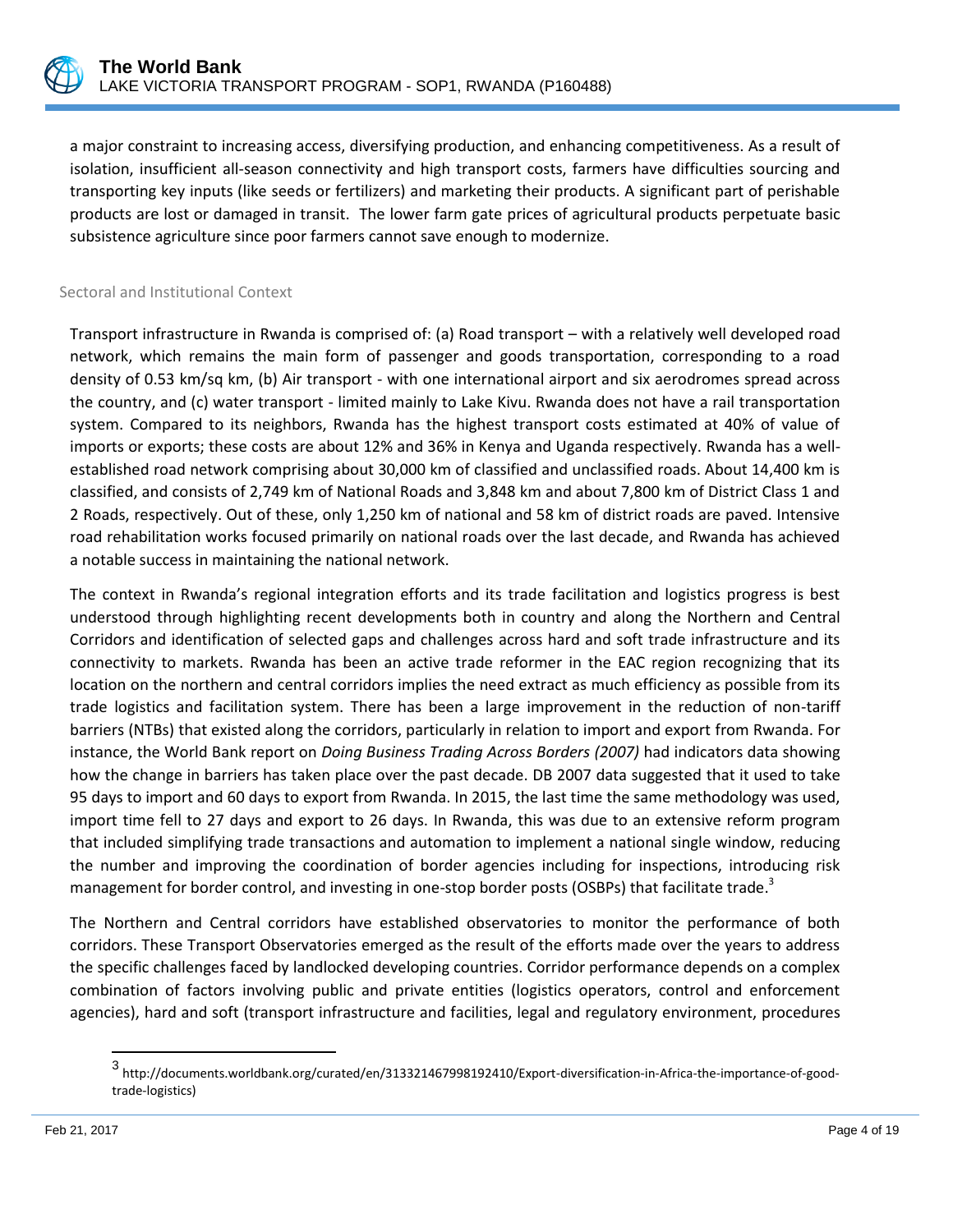a major constraint to increasing access, diversifying production, and enhancing competitiveness. As a result of isolation, insufficient all-season connectivity and high transport costs, farmers have difficulties sourcing and transporting key inputs (like seeds or fertilizers) and marketing their products. A significant part of perishable products are lost or damaged in transit. The lower farm gate prices of agricultural products perpetuate basic subsistence agriculture since poor farmers cannot save enough to modernize.

### Sectoral and Institutional Context

Transport infrastructure in Rwanda is comprised of: (a) Road transport – with a relatively well developed road network, which remains the main form of passenger and goods transportation, corresponding to a road density of 0.53 km/sq km, (b) Air transport - with one international airport and six aerodromes spread across the country, and (c) water transport - limited mainly to Lake Kivu. Rwanda does not have a rail transportation system. Compared to its neighbors, Rwanda has the highest transport costs estimated at 40% of value of imports or exports; these costs are about 12% and 36% in Kenya and Uganda respectively. Rwanda has a well-established road network comprising about 30,000 km of classified and unclassified roads. About 14,400 km is classified, and consists of 2,749 km of National Roads and 3,848 km and about 7,800 km of District Class 1 and 2 Roads, respectively. Out of these, only 1,250 km of national and 58 km of district roads are paved. Intensive road rehabilitation works focused primarily on national roads over the last decade, and Rwanda has achieved a notable success in maintaining the national network.

The context in Rwanda's regional integration efforts and its trade facilitation and logistics progress is best understood through highlighting recent developments both in country and along the Northern and Central Corridors and identification of selected gaps and challenges across hard and soft trade infrastructure and its connectivity to markets. Rwanda has been an active trade reformer in the EAC region recognizing that its location on the northern and central corridors implies the need extract as much efficiency as possible from its trade logistics and facilitation system. There has been a large improvement in the reduction of non-tariff barriers (NTBs) that existed along the corridors, particularly in relation to import and export from Rwanda. For instance, the World Bank report on *Doing Business Trading Across Borders (2007)* had indicators data showing how the change in barriers has taken place over the past decade. DB 2007 data suggested that it used to take 95 days to import and 60 days to export from Rwanda. In 2015, the last time the same methodology was used, import time fell to 27 days and export to 26 days. In Rwanda, this was due to an extensive reform program that included simplifying trade transactions and automation to implement a national single window, reducing the number and improving the coordination of border agencies including for inspections, introducing risk management for border control, and investing in one-stop border posts (OSBPs) that facilitate trade.[3]

The Northern and Central corridors have established observatories to monitor the performance of both corridors. These Transport Observatories emerged as the result of the efforts made over the years to address the specific challenges faced by landlocked developing countries. Corridor performance depends on a complex combination of factors involving public and private entities (logistics operators, control and enforcement agencies), hard and soft (transport infrastructure and facilities, legal and regulatory environment, procedures

---

[3] http://documents.worldbank.org/curated/en/313321467998192410/Export-diversification-in-Africa-the-importance-of-good-trade-logistics)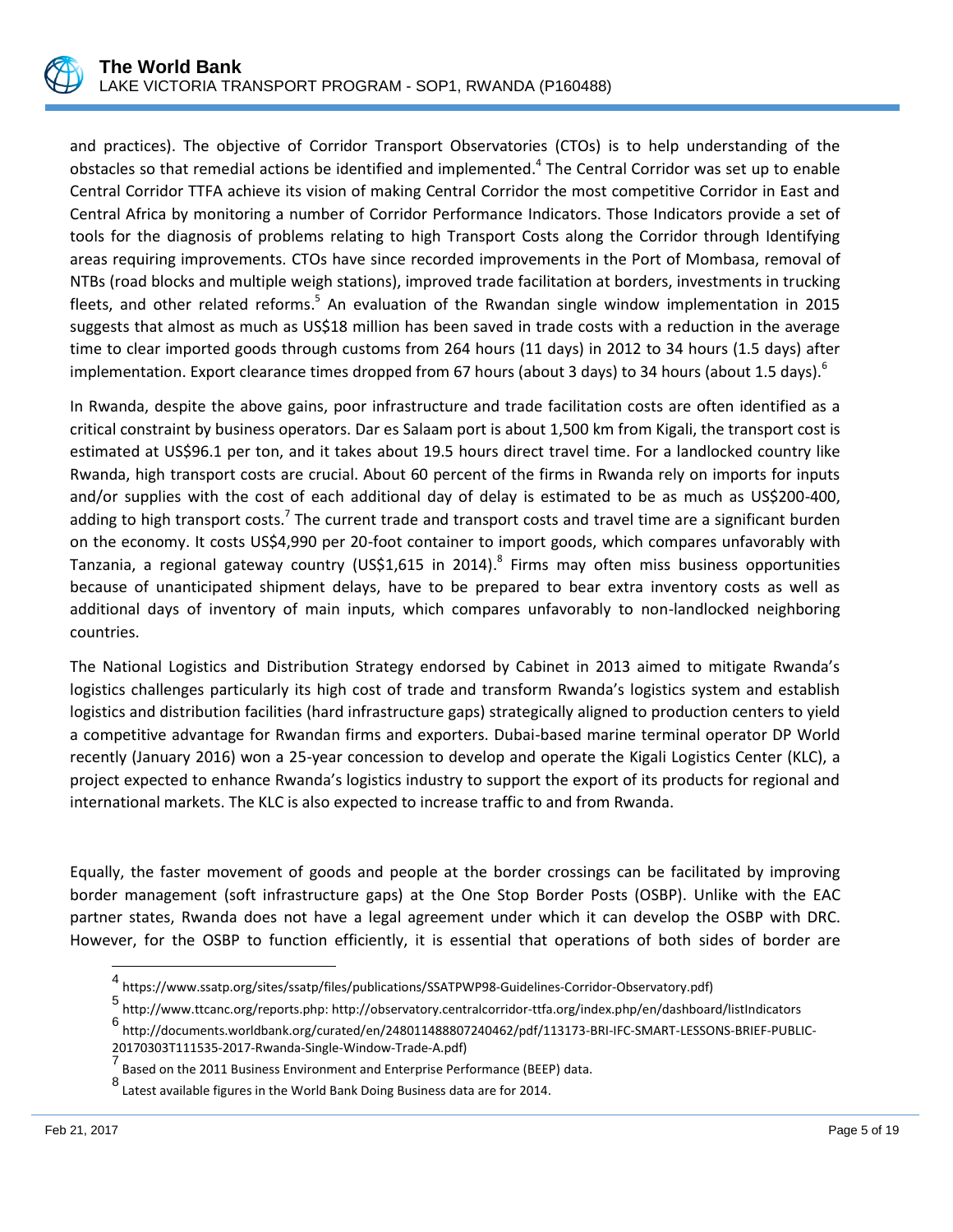and practices). The objective of Corridor Transport Observatories (CTOs) is to help understanding of the obstacles so that remedial actions be identified and implemented.[4] The Central Corridor was set up to enable Central Corridor TTFA achieve its vision of making Central Corridor the most competitive Corridor in East and Central Africa by monitoring a number of Corridor Performance Indicators. Those Indicators provide a set of tools for the diagnosis of problems relating to high Transport Costs along the Corridor through Identifying areas requiring improvements. CTOs have since recorded improvements in the Port of Mombasa, removal of NTBs (road blocks and multiple weigh stations), improved trade facilitation at borders, investments in trucking fleets, and other related reforms.[5] An evaluation of the Rwandan single window implementation in 2015 suggests that almost as much as US$18 million has been saved in trade costs with a reduction in the average time to clear imported goods through customs from 264 hours (11 days) in 2012 to 34 hours (1.5 days) after implementation. Export clearance times dropped from 67 hours (about 3 days) to 34 hours (about 1.5 days).[6]

In Rwanda, despite the above gains, poor infrastructure and trade facilitation costs are often identified as a critical constraint by business operators. Dar es Salaam port is about 1,500 km from Kigali, the transport cost is estimated at US$96.1 per ton, and it takes about 19.5 hours direct travel time. For a landlocked country like Rwanda, high transport costs are crucial. About 60 percent of the firms in Rwanda rely on imports for inputs and/or supplies with the cost of each additional day of delay is estimated to be as much as US$200-400, adding to high transport costs.[7] The current trade and transport costs and travel time are a significant burden on the economy. It costs US$4,990 per 20-foot container to import goods, which compares unfavorably with Tanzania, a regional gateway country (US$1,615 in 2014).[8] Firms may often miss business opportunities because of unanticipated shipment delays, have to be prepared to bear extra inventory costs as well as additional days of inventory of main inputs, which compares unfavorably to non-landlocked neighboring countries.

The National Logistics and Distribution Strategy endorsed by Cabinet in 2013 aimed to mitigate Rwanda's logistics challenges particularly its high cost of trade and transform Rwanda's logistics system and establish logistics and distribution facilities (hard infrastructure gaps) strategically aligned to production centers to yield a competitive advantage for Rwandan firms and exporters. Dubai-based marine terminal operator DP World recently (January 2016) won a 25-year concession to develop and operate the Kigali Logistics Center (KLC), a project expected to enhance Rwanda's logistics industry to support the export of its products for regional and international markets. The KLC is also expected to increase traffic to and from Rwanda.

Equally, the faster movement of goods and people at the border crossings can be facilitated by improving border management (soft infrastructure gaps) at the One Stop Border Posts (OSBP). Unlike with the EAC partner states, Rwanda does not have a legal agreement under which it can develop the OSBP with DRC. However, for the OSBP to function efficiently, it is essential that operations of both sides of border are

---

[4] https://www.ssatp.org/sites/ssatp/files/publications/SSATPWP98-Guidelines-Corridor-Observatory.pdf)

[5] http://www.ttcanc.org/reports.php: http://observatory.centralcorridor-ttfa.org/index.php/en/dashboard/listIndicators

[6] http://documents.worldbank.org/curated/en/248011488807240462/pdf/113173-BRI-IFC-SMART-LESSONS-BRIEF-PUBLIC-20170303T111535-2017-Rwanda-Single-Window-Trade-A.pdf)

[7] Based on the 2011 Business Environment and Enterprise Performance (BEEP) data.

[8] Latest available figures in the World Bank Doing Business data are for 2014.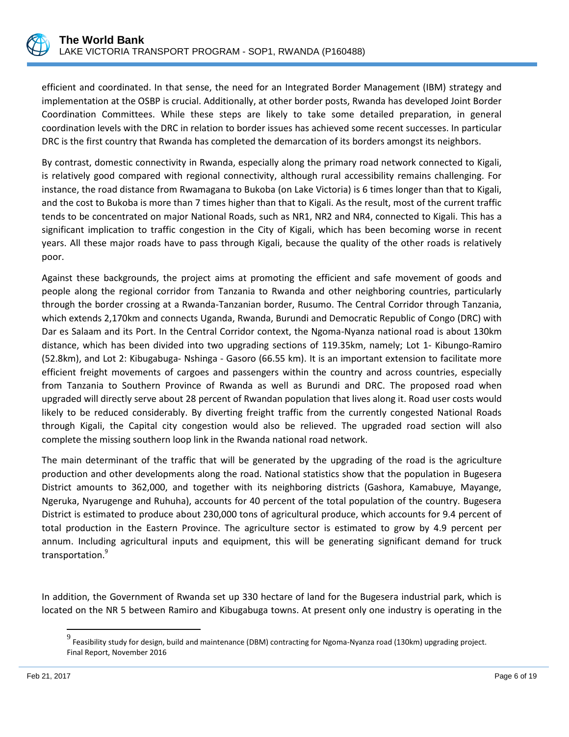efficient and coordinated. In that sense, the need for an Integrated Border Management (IBM) strategy and implementation at the OSBP is crucial. Additionally, at other border posts, Rwanda has developed Joint Border Coordination Committees. While these steps are likely to take some detailed preparation, in general coordination levels with the DRC in relation to border issues has achieved some recent successes. In particular DRC is the first country that Rwanda has completed the demarcation of its borders amongst its neighbors.

By contrast, domestic connectivity in Rwanda, especially along the primary road network connected to Kigali, is relatively good compared with regional connectivity, although rural accessibility remains challenging. For instance, the road distance from Rwamagana to Bukoba (on Lake Victoria) is 6 times longer than that to Kigali, and the cost to Bukoba is more than 7 times higher than that to Kigali. As the result, most of the current traffic tends to be concentrated on major National Roads, such as NR1, NR2 and NR4, connected to Kigali. This has a significant implication to traffic congestion in the City of Kigali, which has been becoming worse in recent years. All these major roads have to pass through Kigali, because the quality of the other roads is relatively poor.

Against these backgrounds, the project aims at promoting the efficient and safe movement of goods and people along the regional corridor from Tanzania to Rwanda and other neighboring countries, particularly through the border crossing at a Rwanda-Tanzanian border, Rusumo. The Central Corridor through Tanzania, which extends 2,170km and connects Uganda, Rwanda, Burundi and Democratic Republic of Congo (DRC) with Dar es Salaam and its Port. In the Central Corridor context, the Ngoma-Nyanza national road is about 130km distance, which has been divided into two upgrading sections of 119.35km, namely; Lot 1- Kibungo-Ramiro (52.8km), and Lot 2: Kibugabuga- Nshinga - Gasoro (66.55 km). It is an important extension to facilitate more efficient freight movements of cargoes and passengers within the country and across countries, especially from Tanzania to Southern Province of Rwanda as well as Burundi and DRC. The proposed road when upgraded will directly serve about 28 percent of Rwandan population that lives along it. Road user costs would likely to be reduced considerably. By diverting freight traffic from the currently congested National Roads through Kigali, the Capital city congestion would also be relieved. The upgraded road section will also complete the missing southern loop link in the Rwanda national road network.

The main determinant of the traffic that will be generated by the upgrading of the road is the agriculture production and other developments along the road. National statistics show that the population in Bugesera District amounts to 362,000, and together with its neighboring districts (Gashora, Kamabuye, Mayange, Ngeruka, Nyarugenge and Ruhuha), accounts for 40 percent of the total population of the country. Bugesera District is estimated to produce about 230,000 tons of agricultural produce, which accounts for 9.4 percent of total production in the Eastern Province. The agriculture sector is estimated to grow by 4.9 percent per annum. Including agricultural inputs and equipment, this will be generating significant demand for truck transportation.[9]

In addition, the Government of Rwanda set up 330 hectare of land for the Bugesera industrial park, which is located on the NR 5 between Ramiro and Kibugabuga towns. At present only one industry is operating in the

[9] Feasibility study for design, build and maintenance (DBM) contracting for Ngoma-Nyanza road (130km) upgrading project. Final Report, November 2016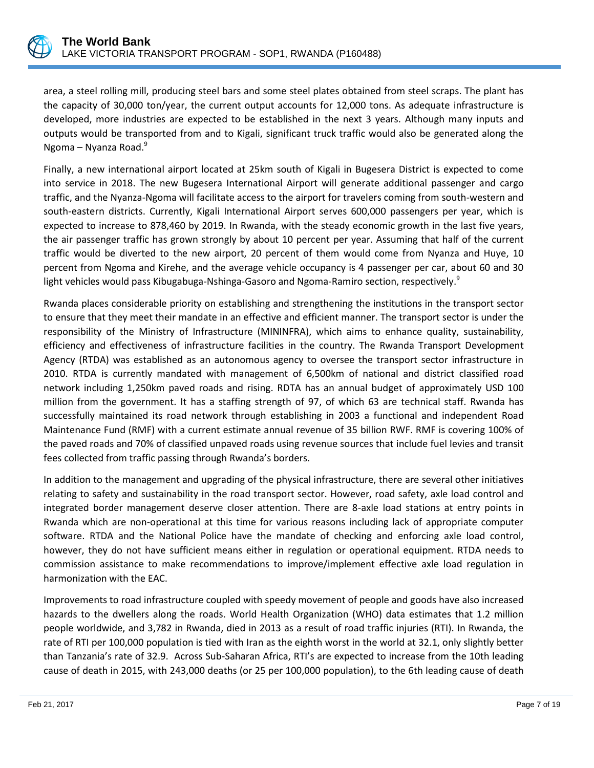area, a steel rolling mill, producing steel bars and some steel plates obtained from steel scraps. The plant has the capacity of 30,000 ton/year, the current output accounts for 12,000 tons. As adequate infrastructure is developed, more industries are expected to be established in the next 3 years. Although many inputs and outputs would be transported from and to Kigali, significant truck traffic would also be generated along the Ngoma – Nyanza Road.[9]

Finally, a new international airport located at 25km south of Kigali in Bugesera District is expected to come into service in 2018. The new Bugesera International Airport will generate additional passenger and cargo traffic, and the Nyanza-Ngoma will facilitate access to the airport for travelers coming from south-western and south-eastern districts. Currently, Kigali International Airport serves 600,000 passengers per year, which is expected to increase to 878,460 by 2019. In Rwanda, with the steady economic growth in the last five years, the air passenger traffic has grown strongly by about 10 percent per year. Assuming that half of the current traffic would be diverted to the new airport, 20 percent of them would come from Nyanza and Huye, 10 percent from Ngoma and Kirehe, and the average vehicle occupancy is 4 passenger per car, about 60 and 30 light vehicles would pass Kibugabuga-Nshinga-Gasoro and Ngoma-Ramiro section, respectively.[9]

Rwanda places considerable priority on establishing and strengthening the institutions in the transport sector to ensure that they meet their mandate in an effective and efficient manner. The transport sector is under the responsibility of the Ministry of Infrastructure (MININFRA), which aims to enhance quality, sustainability, efficiency and effectiveness of infrastructure facilities in the country. The Rwanda Transport Development Agency (RTDA) was established as an autonomous agency to oversee the transport sector infrastructure in 2010. RTDA is currently mandated with management of 6,500km of national and district classified road network including 1,250km paved roads and rising. RDTA has an annual budget of approximately USD 100 million from the government. It has a staffing strength of 97, of which 63 are technical staff. Rwanda has successfully maintained its road network through establishing in 2003 a functional and independent Road Maintenance Fund (RMF) with a current estimate annual revenue of 35 billion RWF. RMF is covering 100% of the paved roads and 70% of classified unpaved roads using revenue sources that include fuel levies and transit fees collected from traffic passing through Rwanda's borders.

In addition to the management and upgrading of the physical infrastructure, there are several other initiatives relating to safety and sustainability in the road transport sector. However, road safety, axle load control and integrated border management deserve closer attention. There are 8-axle load stations at entry points in Rwanda which are non-operational at this time for various reasons including lack of appropriate computer software. RTDA and the National Police have the mandate of checking and enforcing axle load control, however, they do not have sufficient means either in regulation or operational equipment. RTDA needs to commission assistance to make recommendations to improve/implement effective axle load regulation in harmonization with the EAC.

Improvements to road infrastructure coupled with speedy movement of people and goods have also increased hazards to the dwellers along the roads. World Health Organization (WHO) data estimates that 1.2 million people worldwide, and 3,782 in Rwanda, died in 2013 as a result of road traffic injuries (RTI). In Rwanda, the rate of RTI per 100,000 population is tied with Iran as the eighth worst in the world at 32.1, only slightly better than Tanzania's rate of 32.9. Across Sub-Saharan Africa, RTI's are expected to increase from the 10th leading cause of death in 2015, with 243,000 deaths (or 25 per 100,000 population), to the 6th leading cause of death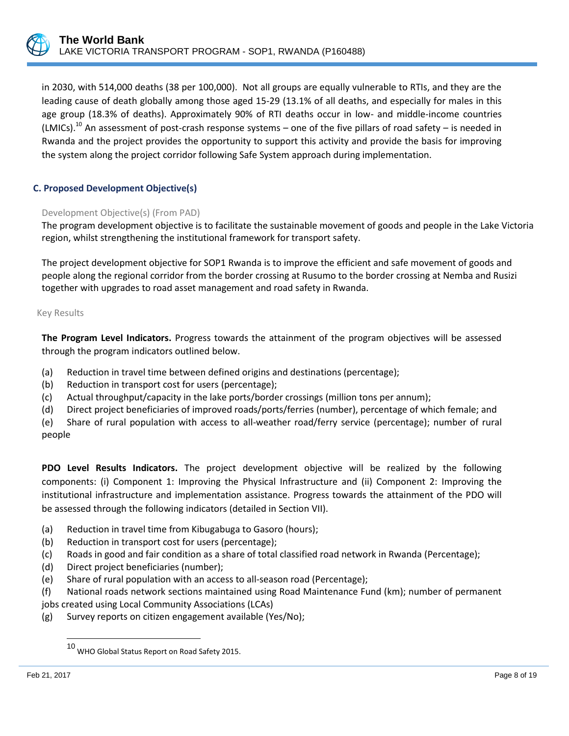in 2030, with 514,000 deaths (38 per 100,000). Not all groups are equally vulnerable to RTIs, and they are the leading cause of death globally among those aged 15-29 (13.1% of all deaths, and especially for males in this age group (18.3% of deaths). Approximately 90% of RTI deaths occur in low- and middle-income countries (LMICs).[10] An assessment of post-crash response systems – one of the five pillars of road safety – is needed in Rwanda and the project provides the opportunity to support this activity and provide the basis for improving the system along the project corridor following Safe System approach during implementation.

### C. Proposed Development Objective(s)

Development Objective(s) (From PAD)

The program development objective is to facilitate the sustainable movement of goods and people in the Lake Victoria region, whilst strengthening the institutional framework for transport safety.

The project development objective for SOP1 Rwanda is to improve the efficient and safe movement of goods and people along the regional corridor from the border crossing at Rusumo to the border crossing at Nemba and Rusizi together with upgrades to road asset management and road safety in Rwanda.

Key Results

**The Program Level Indicators.** Progress towards the attainment of the program objectives will be assessed through the program indicators outlined below.

(a) Reduction in travel time between defined origins and destinations (percentage);
(b) Reduction in transport cost for users (percentage);
(c) Actual throughput/capacity in the lake ports/border crossings (million tons per annum);
(d) Direct project beneficiaries of improved roads/ports/ferries (number), percentage of which female; and
(e) Share of rural population with access to all-weather road/ferry service (percentage); number of rural people

**PDO Level Results Indicators.** The project development objective will be realized by the following components: (i) Component 1: Improving the Physical Infrastructure and (ii) Component 2: Improving the institutional infrastructure and implementation assistance. Progress towards the attainment of the PDO will be assessed through the following indicators (detailed in Section VII).

(a) Reduction in travel time from Kibugabuga to Gasoro (hours);
(b) Reduction in transport cost for users (percentage);
(c) Roads in good and fair condition as a share of total classified road network in Rwanda (Percentage);
(d) Direct project beneficiaries (number);
(e) Share of rural population with an access to all-season road (Percentage);
(f) National roads network sections maintained using Road Maintenance Fund (km); number of permanent jobs created using Local Community Associations (LCAs)
(g) Survey reports on citizen engagement available (Yes/No);

[10] WHO Global Status Report on Road Safety 2015.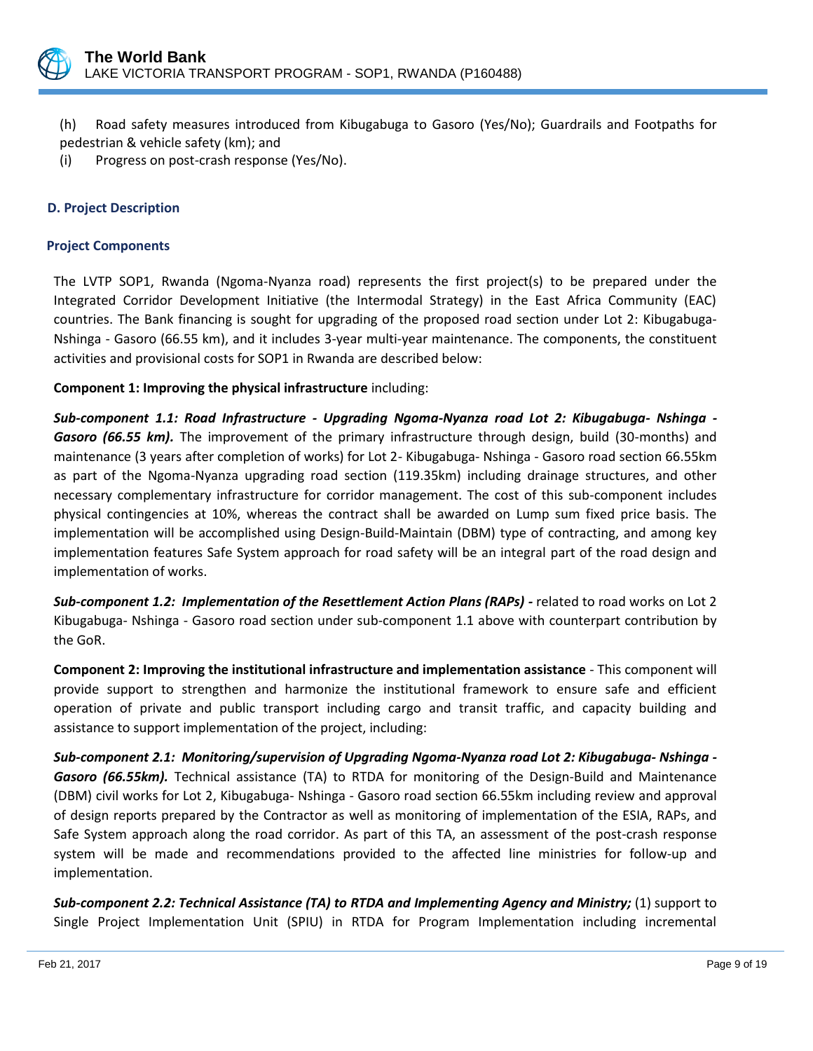(h) Road safety measures introduced from Kibugabuga to Gasoro (Yes/No); Guardrails and Footpaths for pedestrian & vehicle safety (km); and

(i) Progress on post-crash response (Yes/No).

## D. Project Description

### Project Components

The LVTP SOP1, Rwanda (Ngoma-Nyanza road) represents the first project(s) to be prepared under the Integrated Corridor Development Initiative (the Intermodal Strategy) in the East Africa Community (EAC) countries. The Bank financing is sought for upgrading of the proposed road section under Lot 2: Kibugabuga-Nshinga - Gasoro (66.55 km), and it includes 3-year multi-year maintenance. The components, the constituent activities and provisional costs for SOP1 in Rwanda are described below:

**Component 1: Improving the physical infrastructure** including:

***Sub-component 1.1: Road Infrastructure - Upgrading Ngoma-Nyanza road Lot 2: Kibugabuga- Nshinga - Gasoro (66.55 km).*** The improvement of the primary infrastructure through design, build (30-months) and maintenance (3 years after completion of works) for Lot 2- Kibugabuga- Nshinga - Gasoro road section 66.55km as part of the Ngoma-Nyanza upgrading road section (119.35km) including drainage structures, and other necessary complementary infrastructure for corridor management. The cost of this sub-component includes physical contingencies at 10%, whereas the contract shall be awarded on Lump sum fixed price basis. The implementation will be accomplished using Design-Build-Maintain (DBM) type of contracting, and among key implementation features Safe System approach for road safety will be an integral part of the road design and implementation of works.

***Sub-component 1.2: Implementation of the Resettlement Action Plans (RAPs) -*** related to road works on Lot 2 Kibugabuga- Nshinga - Gasoro road section under sub-component 1.1 above with counterpart contribution by the GoR.

**Component 2: Improving the institutional infrastructure and implementation assistance** - This component will provide support to strengthen and harmonize the institutional framework to ensure safe and efficient operation of private and public transport including cargo and transit traffic, and capacity building and assistance to support implementation of the project, including:

***Sub-component 2.1: Monitoring/supervision of Upgrading Ngoma-Nyanza road Lot 2: Kibugabuga- Nshinga - Gasoro (66.55km).*** Technical assistance (TA) to RTDA for monitoring of the Design-Build and Maintenance (DBM) civil works for Lot 2, Kibugabuga- Nshinga - Gasoro road section 66.55km including review and approval of design reports prepared by the Contractor as well as monitoring of implementation of the ESIA, RAPs, and Safe System approach along the road corridor. As part of this TA, an assessment of the post-crash response system will be made and recommendations provided to the affected line ministries for follow-up and implementation.

***Sub-component 2.2: Technical Assistance (TA) to RTDA and Implementing Agency and Ministry;*** (1) support to Single Project Implementation Unit (SPIU) in RTDA for Program Implementation including incremental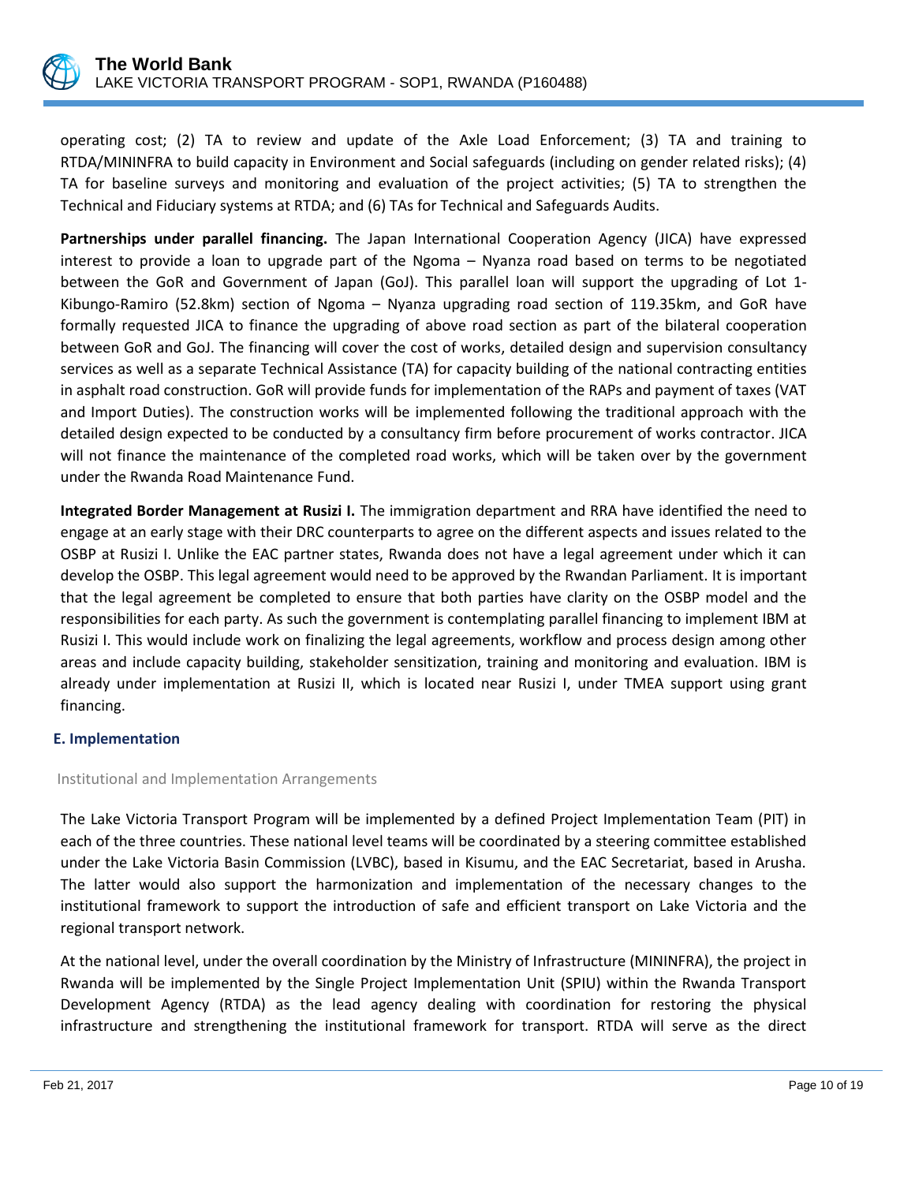operating cost; (2) TA to review and update of the Axle Load Enforcement; (3) TA and training to RTDA/MININFRA to build capacity in Environment and Social safeguards (including on gender related risks); (4) TA for baseline surveys and monitoring and evaluation of the project activities; (5) TA to strengthen the Technical and Fiduciary systems at RTDA; and (6) TAs for Technical and Safeguards Audits.

**Partnerships under parallel financing.** The Japan International Cooperation Agency (JICA) have expressed interest to provide a loan to upgrade part of the Ngoma – Nyanza road based on terms to be negotiated between the GoR and Government of Japan (GoJ). This parallel loan will support the upgrading of Lot 1-Kibungo-Ramiro (52.8km) section of Ngoma – Nyanza upgrading road section of 119.35km, and GoR have formally requested JICA to finance the upgrading of above road section as part of the bilateral cooperation between GoR and GoJ. The financing will cover the cost of works, detailed design and supervision consultancy services as well as a separate Technical Assistance (TA) for capacity building of the national contracting entities in asphalt road construction. GoR will provide funds for implementation of the RAPs and payment of taxes (VAT and Import Duties). The construction works will be implemented following the traditional approach with the detailed design expected to be conducted by a consultancy firm before procurement of works contractor. JICA will not finance the maintenance of the completed road works, which will be taken over by the government under the Rwanda Road Maintenance Fund.

**Integrated Border Management at Rusizi I.** The immigration department and RRA have identified the need to engage at an early stage with their DRC counterparts to agree on the different aspects and issues related to the OSBP at Rusizi I. Unlike the EAC partner states, Rwanda does not have a legal agreement under which it can develop the OSBP. This legal agreement would need to be approved by the Rwandan Parliament. It is important that the legal agreement be completed to ensure that both parties have clarity on the OSBP model and the responsibilities for each party. As such the government is contemplating parallel financing to implement IBM at Rusizi I. This would include work on finalizing the legal agreements, workflow and process design among other areas and include capacity building, stakeholder sensitization, training and monitoring and evaluation. IBM is already under implementation at Rusizi II, which is located near Rusizi I, under TMEA support using grant financing.

## E. Implementation

### Institutional and Implementation Arrangements

The Lake Victoria Transport Program will be implemented by a defined Project Implementation Team (PIT) in each of the three countries. These national level teams will be coordinated by a steering committee established under the Lake Victoria Basin Commission (LVBC), based in Kisumu, and the EAC Secretariat, based in Arusha. The latter would also support the harmonization and implementation of the necessary changes to the institutional framework to support the introduction of safe and efficient transport on Lake Victoria and the regional transport network.

At the national level, under the overall coordination by the Ministry of Infrastructure (MININFRA), the project in Rwanda will be implemented by the Single Project Implementation Unit (SPIU) within the Rwanda Transport Development Agency (RTDA) as the lead agency dealing with coordination for restoring the physical infrastructure and strengthening the institutional framework for transport. RTDA will serve as the direct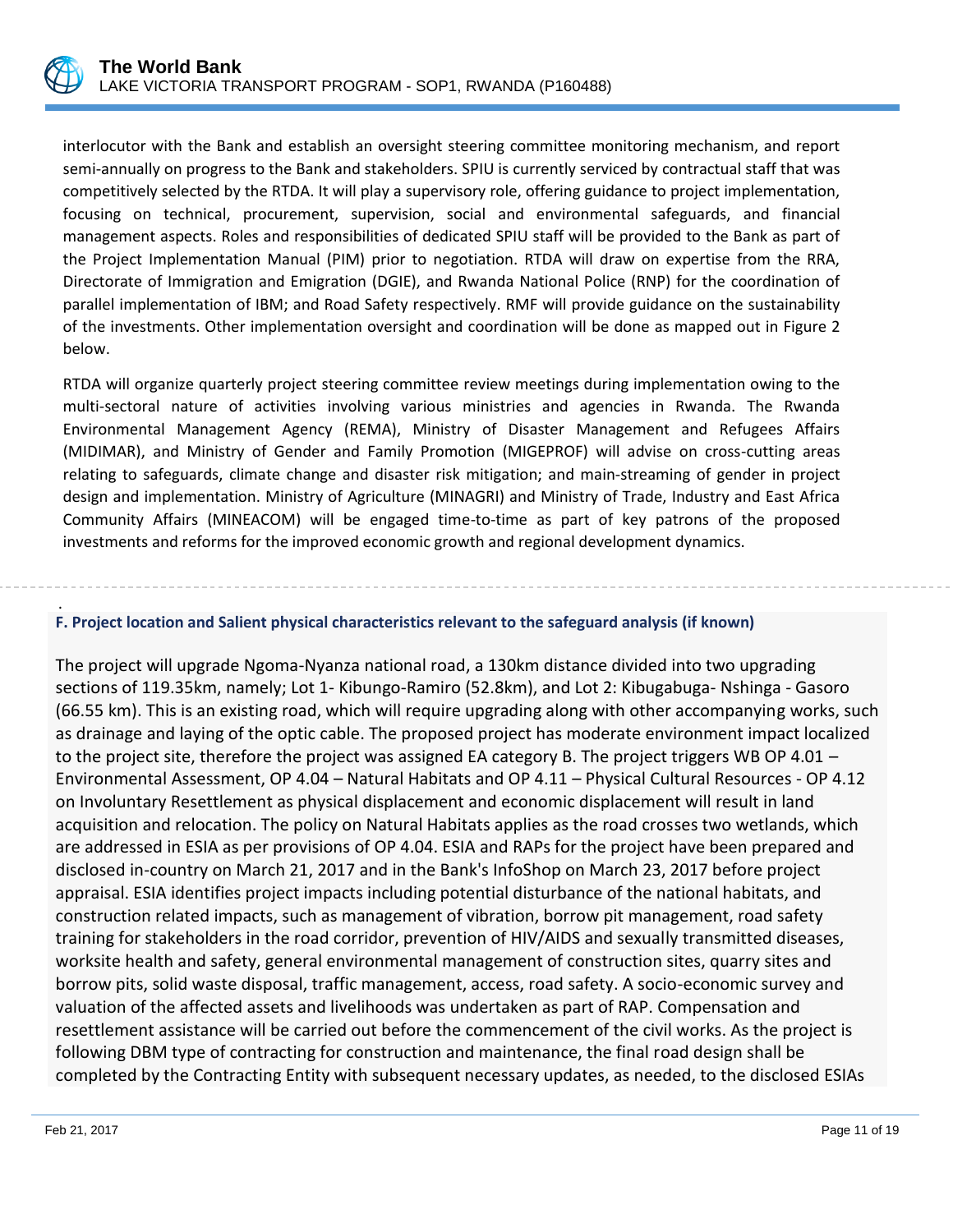interlocutor with the Bank and establish an oversight steering committee monitoring mechanism, and report semi-annually on progress to the Bank and stakeholders. SPIU is currently serviced by contractual staff that was competitively selected by the RTDA. It will play a supervisory role, offering guidance to project implementation, focusing on technical, procurement, supervision, social and environmental safeguards, and financial management aspects. Roles and responsibilities of dedicated SPIU staff will be provided to the Bank as part of the Project Implementation Manual (PIM) prior to negotiation. RTDA will draw on expertise from the RRA, Directorate of Immigration and Emigration (DGIE), and Rwanda National Police (RNP) for the coordination of parallel implementation of IBM; and Road Safety respectively. RMF will provide guidance on the sustainability of the investments. Other implementation oversight and coordination will be done as mapped out in Figure 2 below.

RTDA will organize quarterly project steering committee review meetings during implementation owing to the multi-sectoral nature of activities involving various ministries and agencies in Rwanda. The Rwanda Environmental Management Agency (REMA), Ministry of Disaster Management and Refugees Affairs (MIDIMAR), and Ministry of Gender and Family Promotion (MIGEPROF) will advise on cross-cutting areas relating to safeguards, climate change and disaster risk mitigation; and main-streaming of gender in project design and implementation. Ministry of Agriculture (MINAGRI) and Ministry of Trade, Industry and East Africa Community Affairs (MINEACOM) will be engaged time-to-time as part of key patrons of the proposed investments and reforms for the improved economic growth and regional development dynamics.

### F. Project location and Salient physical characteristics relevant to the safeguard analysis (if known)

The project will upgrade Ngoma-Nyanza national road, a 130km distance divided into two upgrading sections of 119.35km, namely; Lot 1- Kibungo-Ramiro (52.8km), and Lot 2: Kibugabuga- Nshinga - Gasoro (66.55 km). This is an existing road, which will require upgrading along with other accompanying works, such as drainage and laying of the optic cable. The proposed project has moderate environment impact localized to the project site, therefore the project was assigned EA category B. The project triggers WB OP 4.01 – Environmental Assessment, OP 4.04 – Natural Habitats and OP 4.11 – Physical Cultural Resources - OP 4.12 on Involuntary Resettlement as physical displacement and economic displacement will result in land acquisition and relocation. The policy on Natural Habitats applies as the road crosses two wetlands, which are addressed in ESIA as per provisions of OP 4.04. ESIA and RAPs for the project have been prepared and disclosed in-country on March 21, 2017 and in the Bank's InfoShop on March 23, 2017 before project appraisal. ESIA identifies project impacts including potential disturbance of the national habitats, and construction related impacts, such as management of vibration, borrow pit management, road safety training for stakeholders in the road corridor, prevention of HIV/AIDS and sexually transmitted diseases, worksite health and safety, general environmental management of construction sites, quarry sites and borrow pits, solid waste disposal, traffic management, access, road safety. A socio-economic survey and valuation of the affected assets and livelihoods was undertaken as part of RAP. Compensation and resettlement assistance will be carried out before the commencement of the civil works. As the project is following DBM type of contracting for construction and maintenance, the final road design shall be completed by the Contracting Entity with subsequent necessary updates, as needed, to the disclosed ESIAs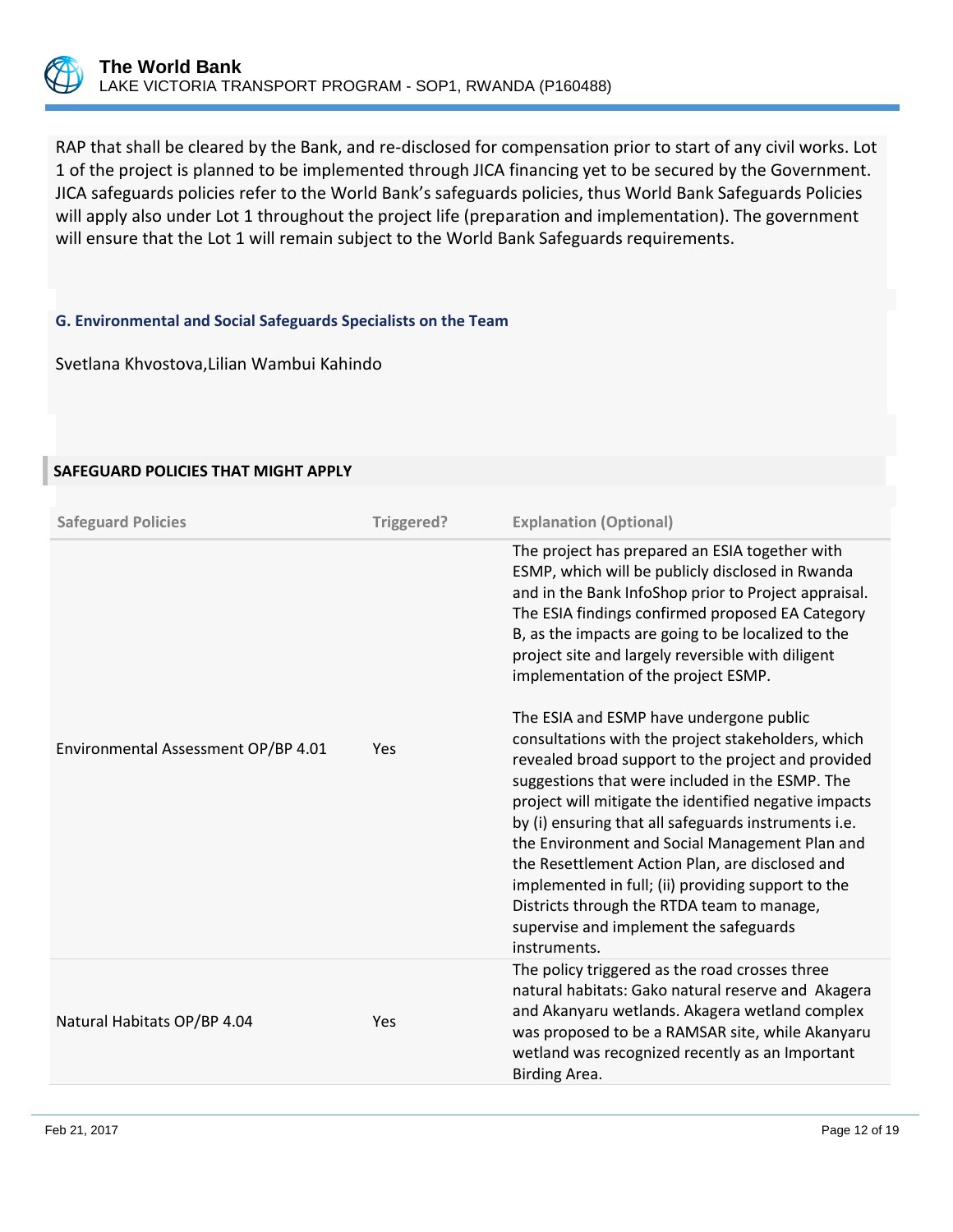RAP that shall be cleared by the Bank, and re-disclosed for compensation prior to start of any civil works. Lot 1 of the project is planned to be implemented through JICA financing yet to be secured by the Government. JICA safeguards policies refer to the World Bank's safeguards policies, thus World Bank Safeguards Policies will apply also under Lot 1 throughout the project life (preparation and implementation). The government will ensure that the Lot 1 will remain subject to the World Bank Safeguards requirements.

### G. Environmental and Social Safeguards Specialists on the Team

Svetlana Khvostova,Lilian Wambui Kahindo

## SAFEGUARD POLICIES THAT MIGHT APPLY

| Safeguard Policies | Triggered? | Explanation (Optional) |
|---|---|---|
| Environmental Assessment OP/BP 4.01 | Yes | The project has prepared an ESIA together with ESMP, which will be publicly disclosed in Rwanda and in the Bank InfoShop prior to Project appraisal. The ESIA findings confirmed proposed EA Category B, as the impacts are going to be localized to the project site and largely reversible with diligent implementation of the project ESMP.<br><br>The ESIA and ESMP have undergone public consultations with the project stakeholders, which revealed broad support to the project and provided suggestions that were included in the ESMP. The project will mitigate the identified negative impacts by (i) ensuring that all safeguards instruments i.e. the Environment and Social Management Plan and the Resettlement Action Plan, are disclosed and implemented in full; (ii) providing support to the Districts through the RTDA team to manage, supervise and implement the safeguards instruments. |
| Natural Habitats OP/BP 4.04 | Yes | The policy triggered as the road crosses three natural habitats: Gako natural reserve and Akagera and Akanyaru wetlands. Akagera wetland complex was proposed to be a RAMSAR site, while Akanyaru wetland was recognized recently as an Important Birding Area. |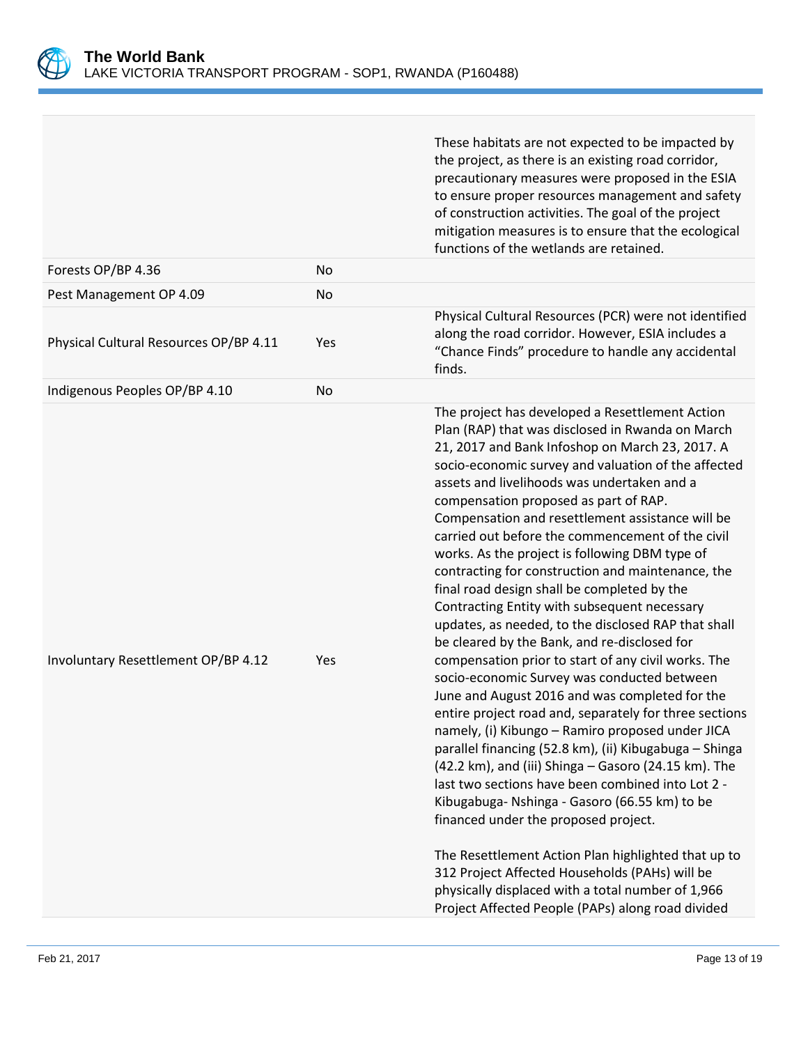| | | |
|---|---|---|
| | | These habitats are not expected to be impacted by the project, as there is an existing road corridor, precautionary measures were proposed in the ESIA to ensure proper resources management and safety of construction activities. The goal of the project mitigation measures is to ensure that the ecological functions of the wetlands are retained. |
| Forests OP/BP 4.36 | No | |
| Pest Management OP 4.09 | No | |
| Physical Cultural Resources OP/BP 4.11 | Yes | Physical Cultural Resources (PCR) were not identified along the road corridor. However, ESIA includes a "Chance Finds" procedure to handle any accidental finds. |
| Indigenous Peoples OP/BP 4.10 | No | |
| Involuntary Resettlement OP/BP 4.12 | Yes | The project has developed a Resettlement Action Plan (RAP) that was disclosed in Rwanda on March 21, 2017 and Bank Infoshop on March 23, 2017. A socio-economic survey and valuation of the affected assets and livelihoods was undertaken and a compensation proposed as part of RAP. Compensation and resettlement assistance will be carried out before the commencement of the civil works. As the project is following DBM type of contracting for construction and maintenance, the final road design shall be completed by the Contracting Entity with subsequent necessary updates, as needed, to the disclosed RAP that shall be cleared by the Bank, and re-disclosed for compensation prior to start of any civil works. The socio-economic Survey was conducted between June and August 2016 and was completed for the entire project road and, separately for three sections namely, (i) Kibungo – Ramiro proposed under JICA parallel financing (52.8 km), (ii) Kibugabuga – Shinga (42.2 km), and (iii) Shinga – Gasoro (24.15 km). The last two sections have been combined into Lot 2 - Kibugabuga- Nshinga - Gasoro (66.55 km) to be financed under the proposed project.<br><br>The Resettlement Action Plan highlighted that up to 312 Project Affected Households (PAHs) will be physically displaced with a total number of 1,966 Project Affected People (PAPs) along road divided |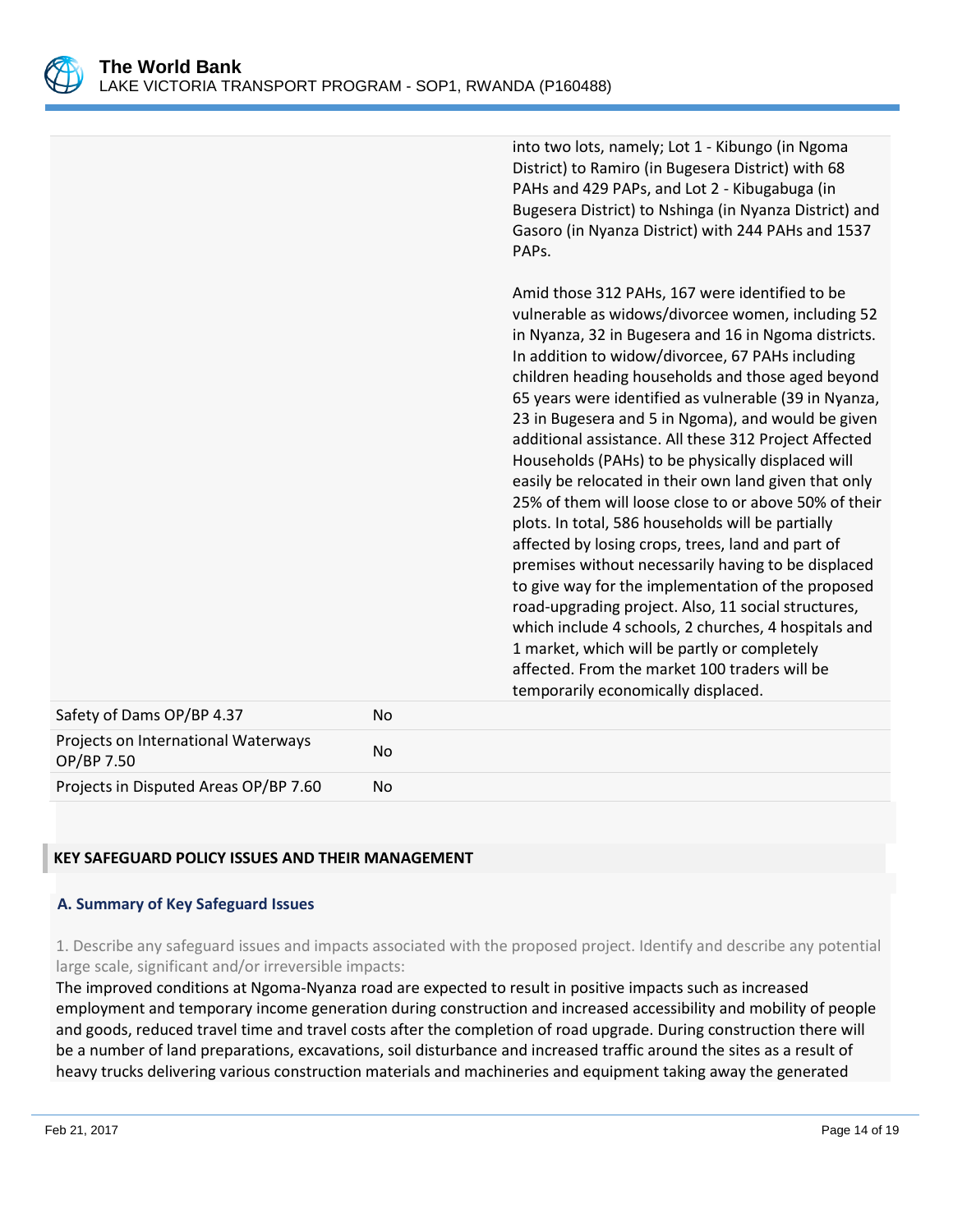| | | |
|---|---|---|
| | | into two lots, namely; Lot 1 - Kibungo (in Ngoma District) to Ramiro (in Bugesera District) with 68 PAHs and 429 PAPs, and Lot 2 - Kibugabuga (in Bugesera District) to Nshinga (in Nyanza District) and Gasoro (in Nyanza District) with 244 PAHs and 1537 PAPs.<br><br>Amid those 312 PAHs, 167 were identified to be vulnerable as widows/divorcee women, including 52 in Nyanza, 32 in Bugesera and 16 in Ngoma districts. In addition to widow/divorcee, 67 PAHs including children heading households and those aged beyond 65 years were identified as vulnerable (39 in Nyanza, 23 in Bugesera and 5 in Ngoma), and would be given additional assistance. All these 312 Project Affected Households (PAHs) to be physically displaced will easily be relocated in their own land given that only 25% of them will loose close to or above 50% of their plots. In total, 586 households will be partially affected by losing crops, trees, land and part of premises without necessarily having to be displaced to give way for the implementation of the proposed road-upgrading project. Also, 11 social structures, which include 4 schools, 2 churches, 4 hospitals and 1 market, which will be partly or completely affected. From the market 100 traders will be temporarily economically displaced. |
| Safety of Dams OP/BP 4.37 | No | |
| Projects on International Waterways OP/BP 7.50 | No | |
| Projects in Disputed Areas OP/BP 7.60 | No | |

## KEY SAFEGUARD POLICY ISSUES AND THEIR MANAGEMENT

### A. Summary of Key Safeguard Issues

1. Describe any safeguard issues and impacts associated with the proposed project. Identify and describe any potential large scale, significant and/or irreversible impacts:

The improved conditions at Ngoma-Nyanza road are expected to result in positive impacts such as increased employment and temporary income generation during construction and increased accessibility and mobility of people and goods, reduced travel time and travel costs after the completion of road upgrade. During construction there will be a number of land preparations, excavations, soil disturbance and increased traffic around the sites as a result of heavy trucks delivering various construction materials and machineries and equipment taking away the generated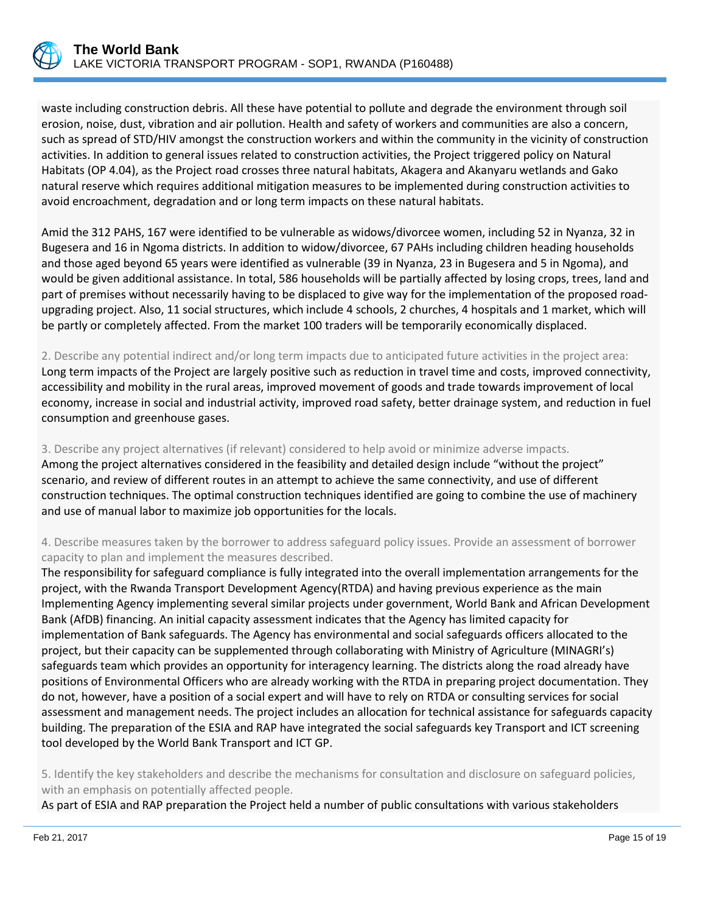waste including construction debris. All these have potential to pollute and degrade the environment through soil erosion, noise, dust, vibration and air pollution. Health and safety of workers and communities are also a concern, such as spread of STD/HIV amongst the construction workers and within the community in the vicinity of construction activities. In addition to general issues related to construction activities, the Project triggered policy on Natural Habitats (OP 4.04), as the Project road crosses three natural habitats, Akagera and Akanyaru wetlands and Gako natural reserve which requires additional mitigation measures to be implemented during construction activities to avoid encroachment, degradation and or long term impacts on these natural habitats.

Amid the 312 PAHS, 167 were identified to be vulnerable as widows/divorcee women, including 52 in Nyanza, 32 in Bugesera and 16 in Ngoma districts. In addition to widow/divorcee, 67 PAHs including children heading households and those aged beyond 65 years were identified as vulnerable (39 in Nyanza, 23 in Bugesera and 5 in Ngoma), and would be given additional assistance. In total, 586 households will be partially affected by losing crops, trees, land and part of premises without necessarily having to be displaced to give way for the implementation of the proposed road-upgrading project. Also, 11 social structures, which include 4 schools, 2 churches, 4 hospitals and 1 market, which will be partly or completely affected. From the market 100 traders will be temporarily economically displaced.

2. Describe any potential indirect and/or long term impacts due to anticipated future activities in the project area:

Long term impacts of the Project are largely positive such as reduction in travel time and costs, improved connectivity, accessibility and mobility in the rural areas, improved movement of goods and trade towards improvement of local economy, increase in social and industrial activity, improved road safety, better drainage system, and reduction in fuel consumption and greenhouse gases.

3. Describe any project alternatives (if relevant) considered to help avoid or minimize adverse impacts.

Among the project alternatives considered in the feasibility and detailed design include "without the project" scenario, and review of different routes in an attempt to achieve the same connectivity, and use of different construction techniques. The optimal construction techniques identified are going to combine the use of machinery and use of manual labor to maximize job opportunities for the locals.

4. Describe measures taken by the borrower to address safeguard policy issues. Provide an assessment of borrower capacity to plan and implement the measures described.

The responsibility for safeguard compliance is fully integrated into the overall implementation arrangements for the project, with the Rwanda Transport Development Agency(RTDA) and having previous experience as the main Implementing Agency implementing several similar projects under government, World Bank and African Development Bank (AfDB) financing. An initial capacity assessment indicates that the Agency has limited capacity for implementation of Bank safeguards. The Agency has environmental and social safeguards officers allocated to the project, but their capacity can be supplemented through collaborating with Ministry of Agriculture (MINAGRI's) safeguards team which provides an opportunity for interagency learning. The districts along the road already have positions of Environmental Officers who are already working with the RTDA in preparing project documentation. They do not, however, have a position of a social expert and will have to rely on RTDA or consulting services for social assessment and management needs. The project includes an allocation for technical assistance for safeguards capacity building. The preparation of the ESIA and RAP have integrated the social safeguards key Transport and ICT screening tool developed by the World Bank Transport and ICT GP.

5. Identify the key stakeholders and describe the mechanisms for consultation and disclosure on safeguard policies, with an emphasis on potentially affected people.

As part of ESIA and RAP preparation the Project held a number of public consultations with various stakeholders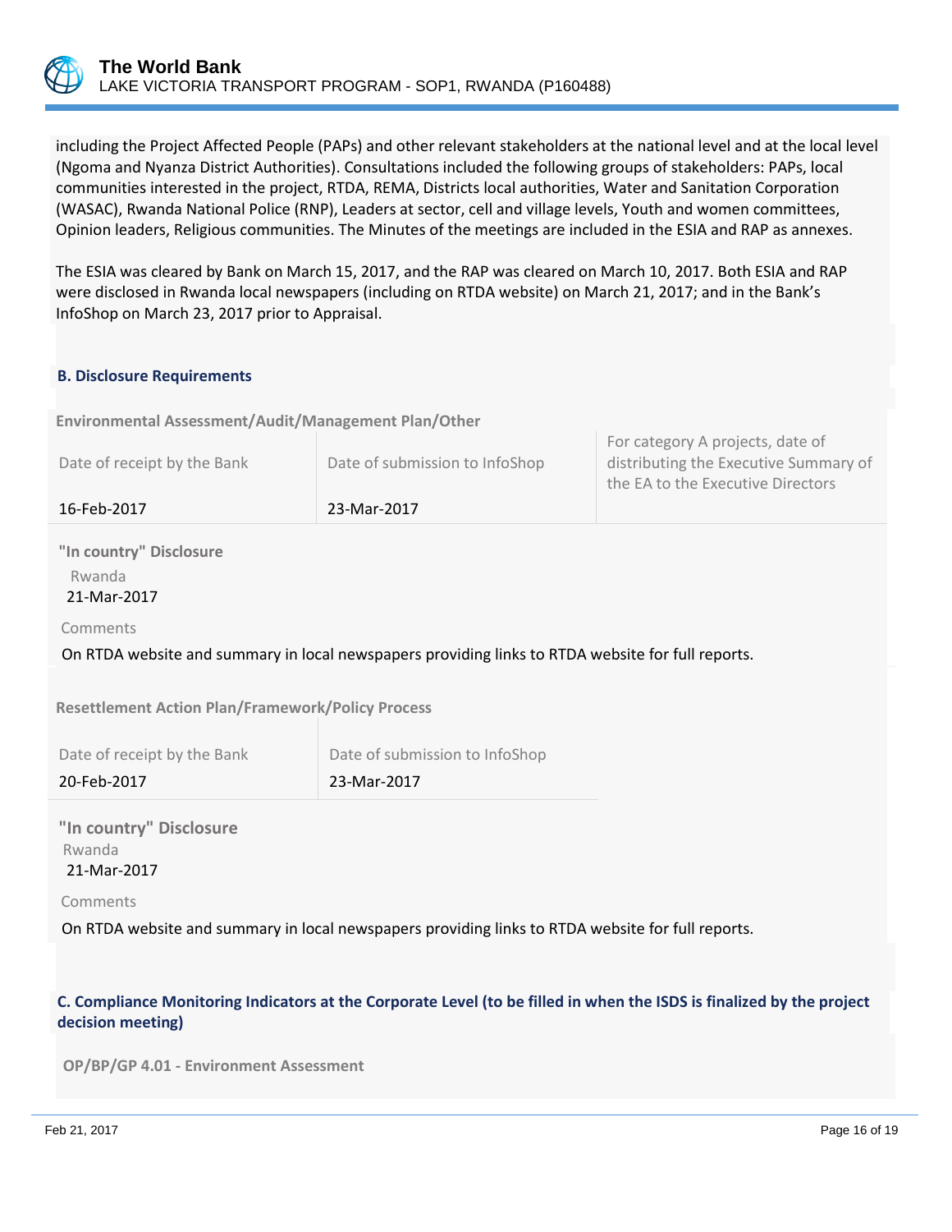including the Project Affected People (PAPs) and other relevant stakeholders at the national level and at the local level (Ngoma and Nyanza District Authorities). Consultations included the following groups of stakeholders: PAPs, local communities interested in the project, RTDA, REMA, Districts local authorities, Water and Sanitation Corporation (WASAC), Rwanda National Police (RNP), Leaders at sector, cell and village levels, Youth and women committees, Opinion leaders, Religious communities. The Minutes of the meetings are included in the ESIA and RAP as annexes.

The ESIA was cleared by Bank on March 15, 2017, and the RAP was cleared on March 10, 2017. Both ESIA and RAP were disclosed in Rwanda local newspapers (including on RTDA website) on March 21, 2017; and in the Bank's InfoShop on March 23, 2017 prior to Appraisal.

### B. Disclosure Requirements

**Environmental Assessment/Audit/Management Plan/Other**

| Date of receipt by the Bank | Date of submission to InfoShop | For category A projects, date of distributing the Executive Summary of the EA to the Executive Directors |
|---|---|---|
| 16-Feb-2017 | 23-Mar-2017 | |

**"In country" Disclosure**

Rwanda
21-Mar-2017

Comments

On RTDA website and summary in local newspapers providing links to RTDA website for full reports.

**Resettlement Action Plan/Framework/Policy Process**

| Date of receipt by the Bank | Date of submission to InfoShop |
|---|---|
| 20-Feb-2017 | 23-Mar-2017 |

**"In country" Disclosure**

Rwanda
21-Mar-2017

Comments

On RTDA website and summary in local newspapers providing links to RTDA website for full reports.

### C. Compliance Monitoring Indicators at the Corporate Level (to be filled in when the ISDS is finalized by the project decision meeting)

**OP/BP/GP 4.01 - Environment Assessment**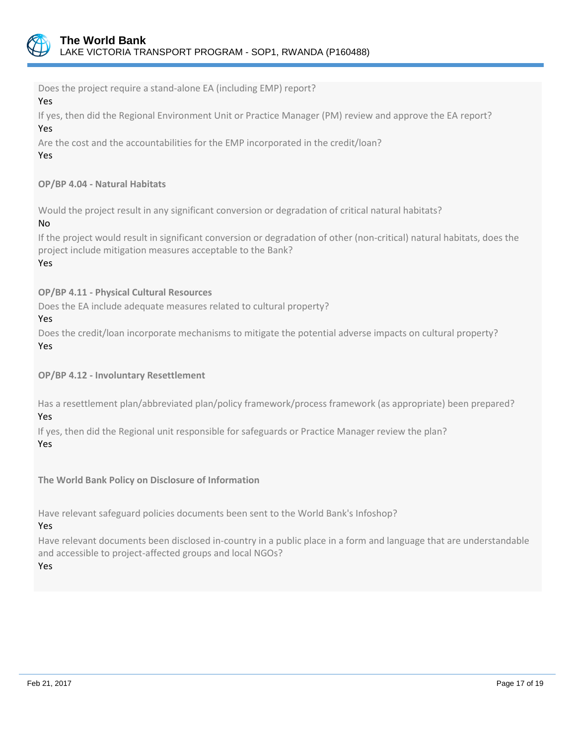Does the project require a stand-alone EA (including EMP) report?

Yes

If yes, then did the Regional Environment Unit or Practice Manager (PM) review and approve the EA report?

Yes

Are the cost and the accountabilities for the EMP incorporated in the credit/loan?

Yes

**OP/BP 4.04 - Natural Habitats**

Would the project result in any significant conversion or degradation of critical natural habitats?

No

If the project would result in significant conversion or degradation of other (non-critical) natural habitats, does the project include mitigation measures acceptable to the Bank?

Yes

**OP/BP 4.11 - Physical Cultural Resources**

Does the EA include adequate measures related to cultural property?

Yes

Does the credit/loan incorporate mechanisms to mitigate the potential adverse impacts on cultural property?

Yes

**OP/BP 4.12 - Involuntary Resettlement**

Has a resettlement plan/abbreviated plan/policy framework/process framework (as appropriate) been prepared?

Yes

If yes, then did the Regional unit responsible for safeguards or Practice Manager review the plan?

Yes

**The World Bank Policy on Disclosure of Information**

Have relevant safeguard policies documents been sent to the World Bank's Infoshop?

Yes

Have relevant documents been disclosed in-country in a public place in a form and language that are understandable and accessible to project-affected groups and local NGOs?

Yes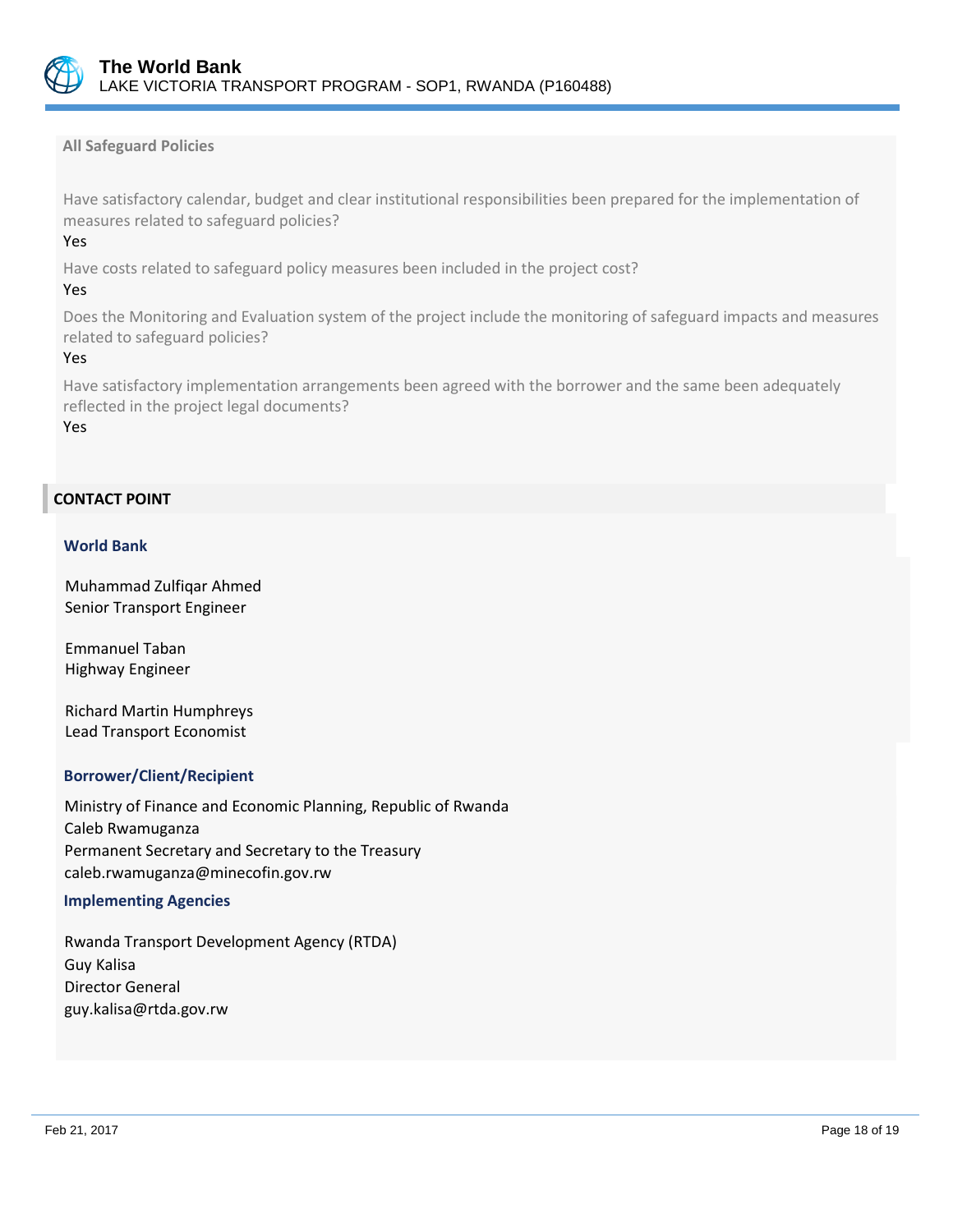**All Safeguard Policies**

Have satisfactory calendar, budget and clear institutional responsibilities been prepared for the implementation of measures related to safeguard policies?

Yes

Have costs related to safeguard policy measures been included in the project cost?

Yes

Does the Monitoring and Evaluation system of the project include the monitoring of safeguard impacts and measures related to safeguard policies?

Yes

Have satisfactory implementation arrangements been agreed with the borrower and the same been adequately reflected in the project legal documents?

Yes

## CONTACT POINT

### World Bank

Muhammad Zulfiqar Ahmed
Senior Transport Engineer

Emmanuel Taban
Highway Engineer

Richard Martin Humphreys
Lead Transport Economist

### Borrower/Client/Recipient

Ministry of Finance and Economic Planning, Republic of Rwanda
Caleb Rwamuganza
Permanent Secretary and Secretary to the Treasury
caleb.rwamuganza@minecofin.gov.rw

### Implementing Agencies

Rwanda Transport Development Agency (RTDA)
Guy Kalisa
Director General
guy.kalisa@rtda.gov.rw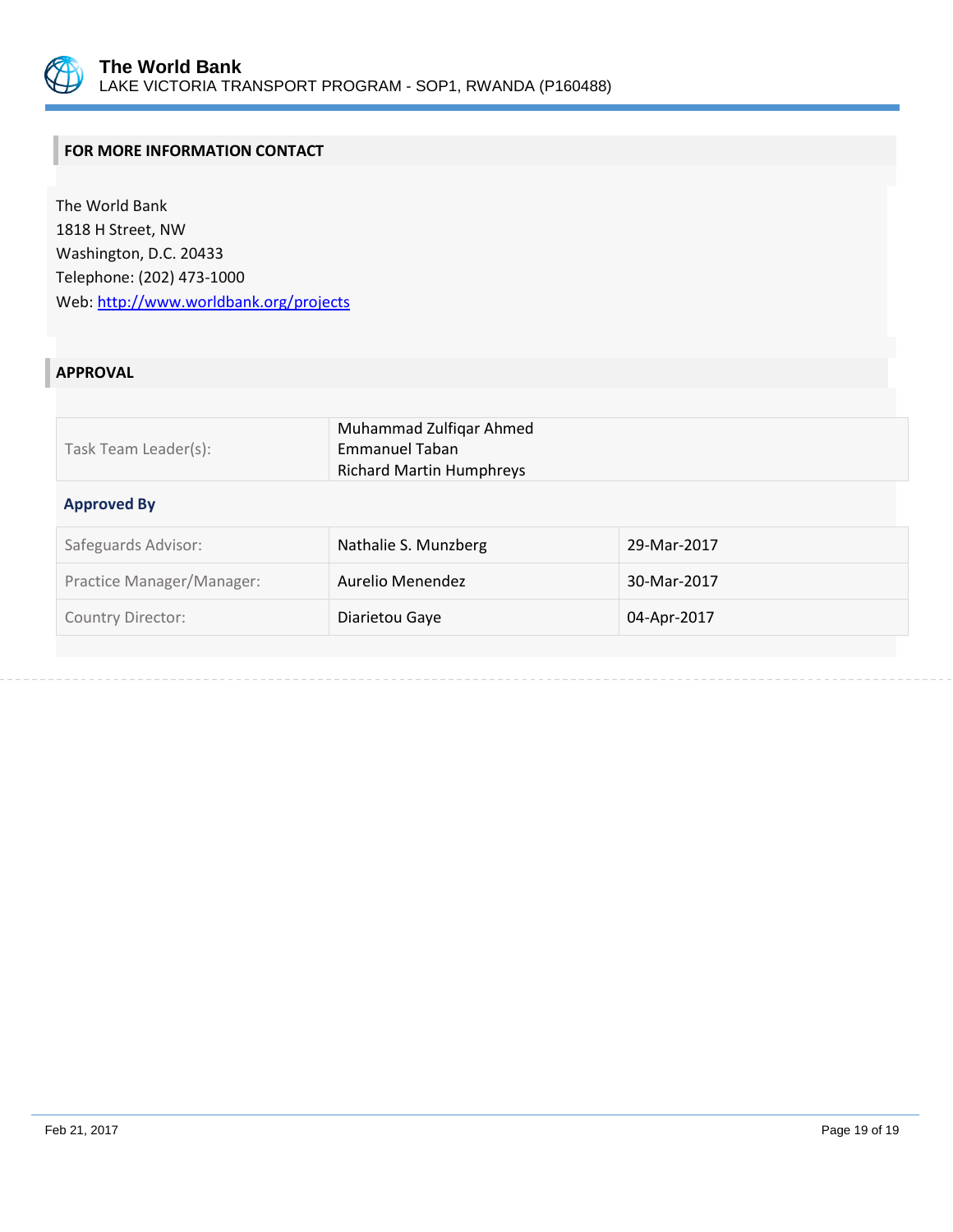## FOR MORE INFORMATION CONTACT

The World Bank
1818 H Street, NW
Washington, D.C. 20433
Telephone: (202) 473-1000
Web: http://www.worldbank.org/projects

## APPROVAL

| | |
|---|---|
| Task Team Leader(s): | Muhammad Zulfiqar Ahmed<br>Emmanuel Taban<br>Richard Martin Humphreys |

### Approved By

| | | |
|---|---|---|
| Safeguards Advisor: | Nathalie S. Munzberg | 29-Mar-2017 |
| Practice Manager/Manager: | Aurelio Menendez | 30-Mar-2017 |
| Country Director: | Diarietou Gaye | 04-Apr-2017 |